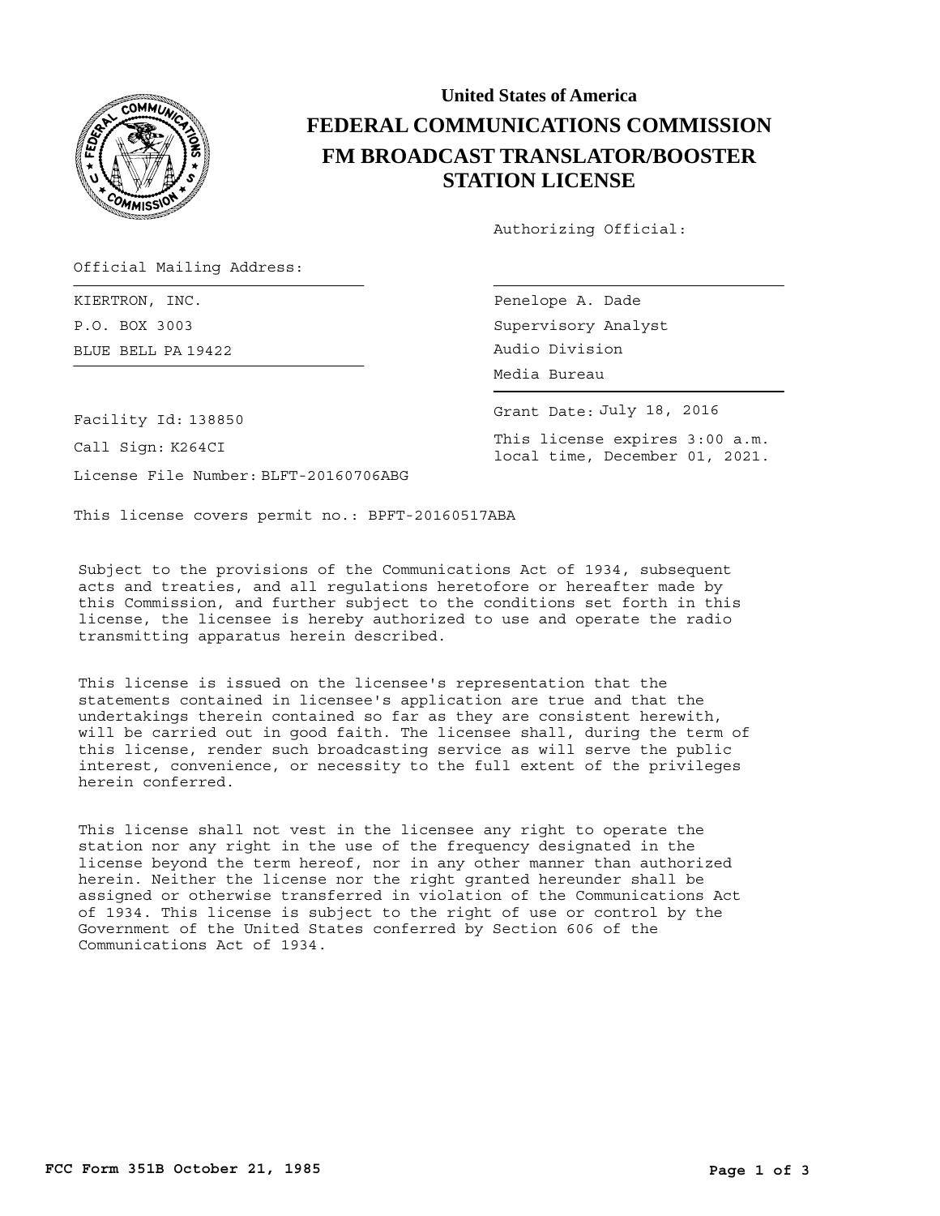# United States of America

# FEDERAL COMMUNICATIONS COMMISSION

## FM BROADCAST TRANSLATOR/BOOSTER STATION LICENSE

Authorizing Official:

Official Mailing Address:

KIERTRON, INC.
P.O. BOX 3003
BLUE BELL PA 19422

Penelope A. Dade
Supervisory Analyst
Audio Division
Media Bureau

Facility Id: 138850

Call Sign: K264CI

License File Number: BLFT-20160706ABG

Grant Date: July 18, 2016

This license expires 3:00 a.m. local time, December 01, 2021.

This license covers permit no.: BPFT-20160517ABA

Subject to the provisions of the Communications Act of 1934, subsequent acts and treaties, and all regulations heretofore or hereafter made by this Commission, and further subject to the conditions set forth in this license, the licensee is hereby authorized to use and operate the radio transmitting apparatus herein described.

This license is issued on the licensee's representation that the statements contained in licensee's application are true and that the undertakings therein contained so far as they are consistent herewith, will be carried out in good faith. The licensee shall, during the term of this license, render such broadcasting service as will serve the public interest, convenience, or necessity to the full extent of the privileges herein conferred.

This license shall not vest in the licensee any right to operate the station nor any right in the use of the frequency designated in the license beyond the term hereof, nor in any other manner than authorized herein. Neither the license nor the right granted hereunder shall be assigned or otherwise transferred in violation of the Communications Act of 1934. This license is subject to the right of use or control by the Government of the United States conferred by Section 606 of the Communications Act of 1934.

FCC Form 351B October 21, 1985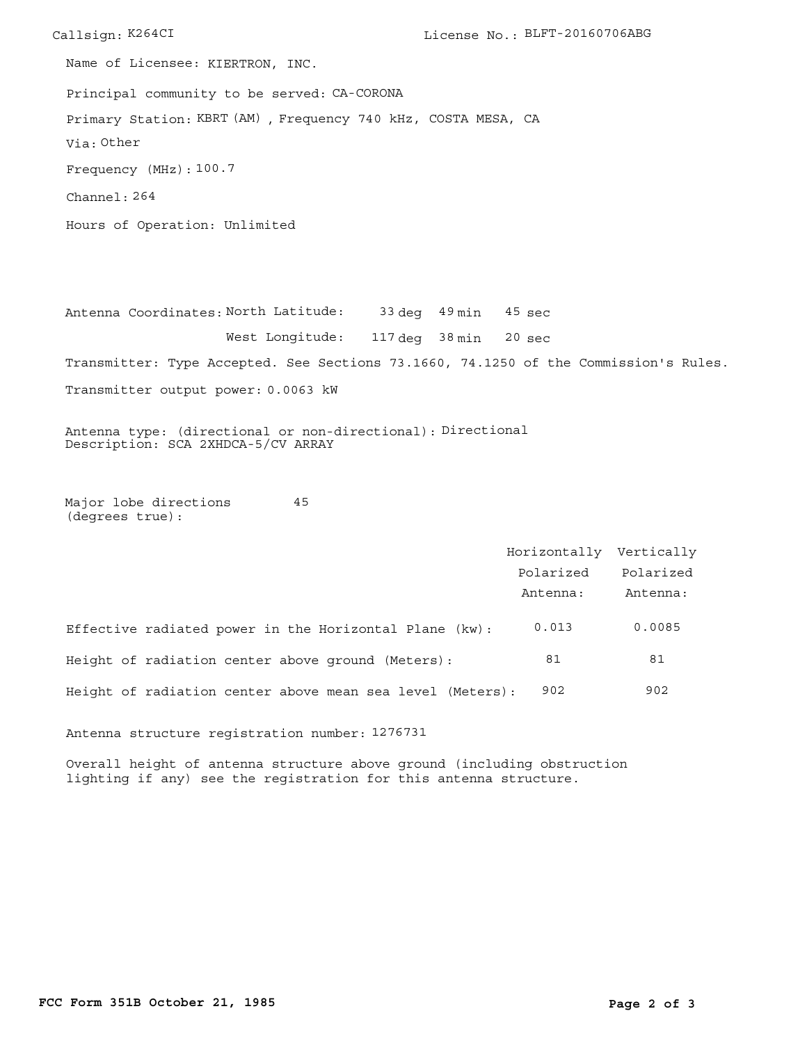Callsign: K264CI License No.: BLFT-20160706ABG

Name of Licensee: KIERTRON, INC.

Principal community to be served: CA-CORONA

Primary Station: KBRT (AM) , Frequency 740 kHz, COSTA MESA, CA

Via: Other

Frequency (MHz): 100.7

Channel: 264

Hours of Operation: Unlimited

Antenna Coordinates: North Latitude: 33 deg 49 min 45 sec

West Longitude: 117 deg 38 min 20 sec

Transmitter: Type Accepted. See Sections 73.1660, 74.1250 of the Commission's Rules.

Transmitter output power: 0.0063 kW

Antenna type: (directional or non-directional): Directional
Description: SCA 2XHDCA-5/CV ARRAY

Major lobe directions (degrees true): 45

| | Horizontally Polarized Antenna: | Vertically Polarized Antenna: |
|---|---|---|
| Effective radiated power in the Horizontal Plane (kw): | 0.013 | 0.0085 |
| Height of radiation center above ground (Meters): | 81 | 81 |
| Height of radiation center above mean sea level (Meters): | 902 | 902 |

Antenna structure registration number: 1276731

Overall height of antenna structure above ground (including obstruction lighting if any) see the registration for this antenna structure.

**FCC Form 351B October 21, 1985**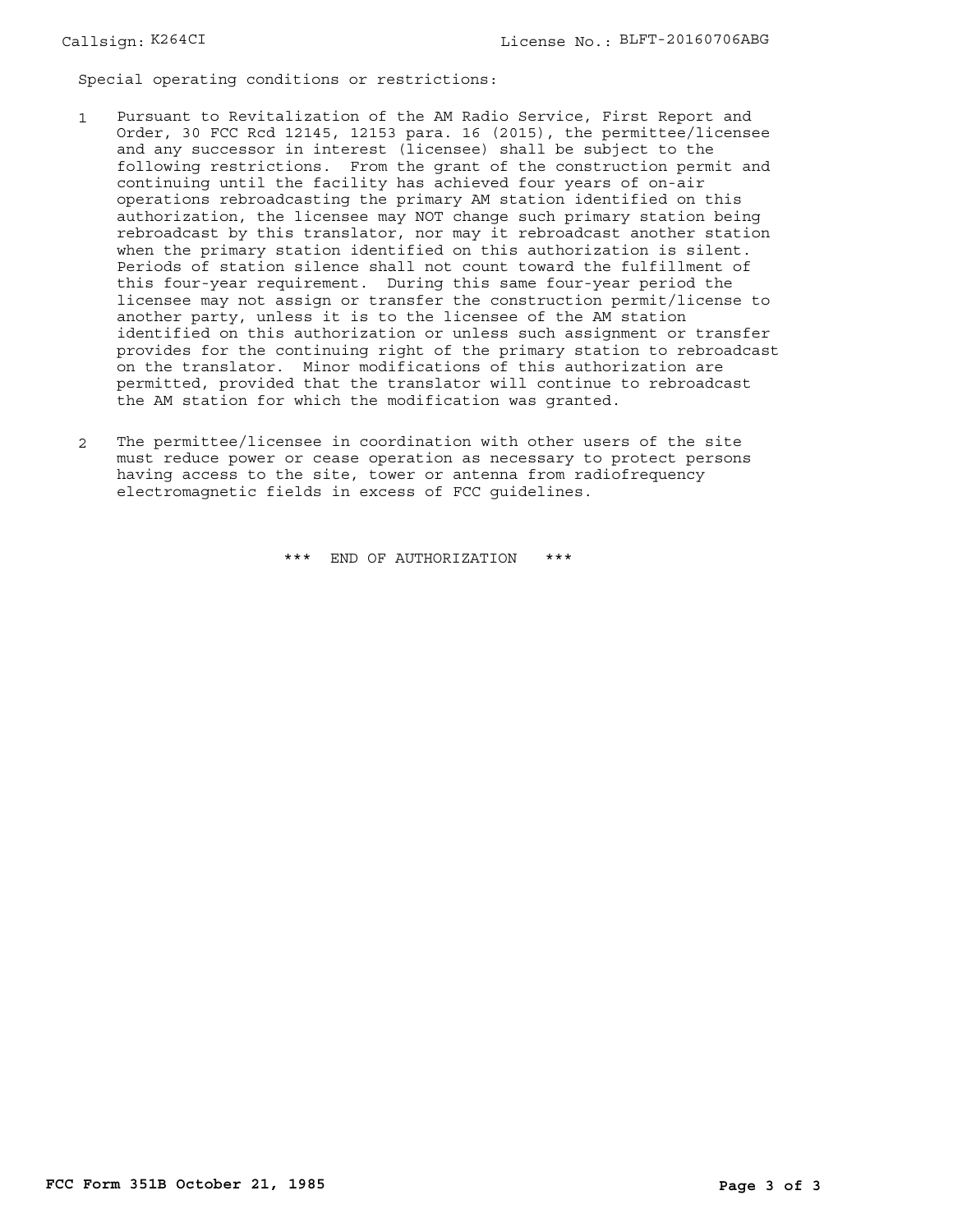Callsign: K264CI License No.: BLFT-20160706ABG

Special operating conditions or restrictions:

1. Pursuant to Revitalization of the AM Radio Service, First Report and Order, 30 FCC Rcd 12145, 12153 para. 16 (2015), the permittee/licensee and any successor in interest (licensee) shall be subject to the following restrictions. From the grant of the construction permit and continuing until the facility has achieved four years of on-air operations rebroadcasting the primary AM station identified on this authorization, the licensee may NOT change such primary station being rebroadcast by this translator, nor may it rebroadcast another station when the primary station identified on this authorization is silent. Periods of station silence shall not count toward the fulfillment of this four-year requirement. During this same four-year period the licensee may not assign or transfer the construction permit/license to another party, unless it is to the licensee of the AM station identified on this authorization or unless such assignment or transfer provides for the continuing right of the primary station to rebroadcast on the translator. Minor modifications of this authorization are permitted, provided that the translator will continue to rebroadcast the AM station for which the modification was granted.

2. The permittee/licensee in coordination with other users of the site must reduce power or cease operation as necessary to protect persons having access to the site, tower or antenna from radiofrequency electromagnetic fields in excess of FCC guidelines.

*** END OF AUTHORIZATION ***

**FCC Form 351B October 21, 1985**